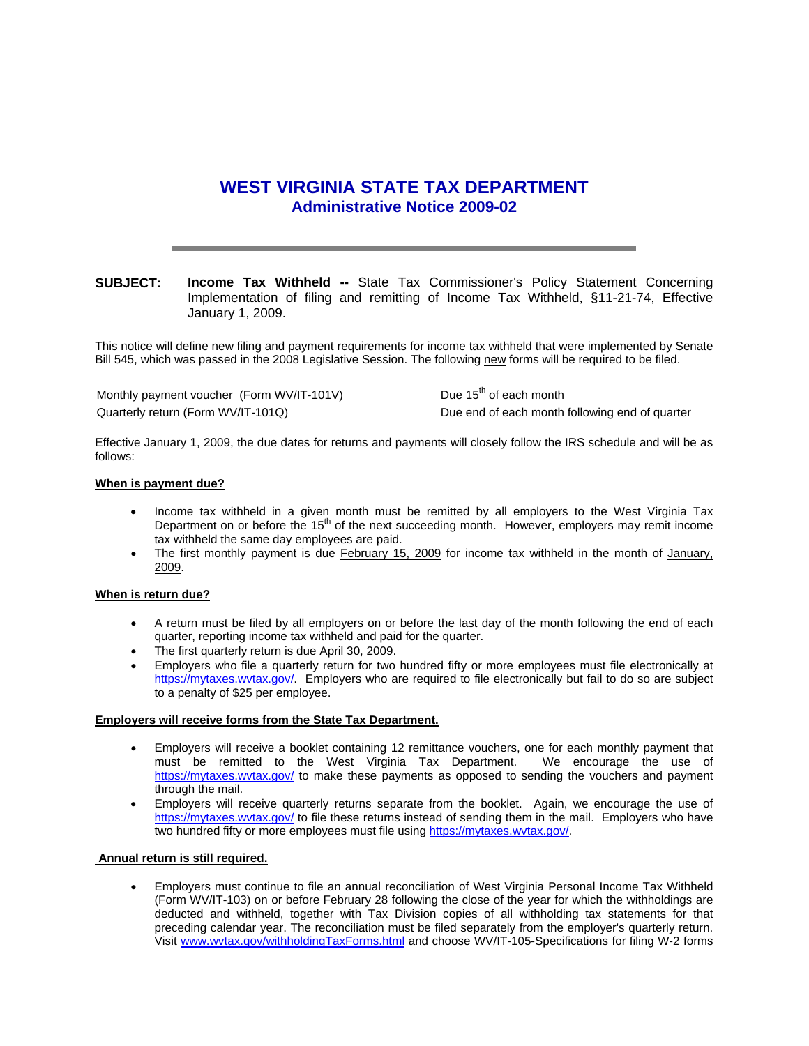# WEST VIRGINIA STATE TAX DEPARTMENT

## Administrative Notice 2009-02

**SUBJECT:** **Income Tax Withheld --** State Tax Commissioner's Policy Statement Concerning Implementation of filing and remitting of Income Tax Withheld, §11-21-74, Effective January 1, 2009.

This notice will define new filing and payment requirements for income tax withheld that were implemented by Senate Bill 545, which was passed in the 2008 Legislative Session. The following new forms will be required to be filed.

| | |
|---|---|
| Monthly payment voucher (Form WV/IT-101V) | Due 15th of each month |
| Quarterly return (Form WV/IT-101Q) | Due end of each month following end of quarter |

Effective January 1, 2009, the due dates for returns and payments will closely follow the IRS schedule and will be as follows:

**When is payment due?**

- Income tax withheld in a given month must be remitted by all employers to the West Virginia Tax Department on or before the 15th of the next succeeding month. However, employers may remit income tax withheld the same day employees are paid.
- The first monthly payment is due February 15, 2009 for income tax withheld in the month of January, 2009.

**When is return due?**

- A return must be filed by all employers on or before the last day of the month following the end of each quarter, reporting income tax withheld and paid for the quarter.
- The first quarterly return is due April 30, 2009.
- Employers who file a quarterly return for two hundred fifty or more employees must file electronically at https://mytaxes.wvtax.gov/. Employers who are required to file electronically but fail to do so are subject to a penalty of $25 per employee.

**Employers will receive forms from the State Tax Department.**

- Employers will receive a booklet containing 12 remittance vouchers, one for each monthly payment that must be remitted to the West Virginia Tax Department. We encourage the use of https://mytaxes.wvtax.gov/ to make these payments as opposed to sending the vouchers and payment through the mail.
- Employers will receive quarterly returns separate from the booklet. Again, we encourage the use of https://mytaxes.wvtax.gov/ to file these returns instead of sending them in the mail. Employers who have two hundred fifty or more employees must file using https://mytaxes.wvtax.gov/.

**Annual return is still required.**

- Employers must continue to file an annual reconciliation of West Virginia Personal Income Tax Withheld (Form WV/IT-103) on or before February 28 following the close of the year for which the withholdings are deducted and withheld, together with Tax Division copies of all withholding tax statements for that preceding calendar year. The reconciliation must be filed separately from the employer's quarterly return. Visit www.wvtax.gov/withholdingTaxForms.html and choose WV/IT-105-Specifications for filing W-2 forms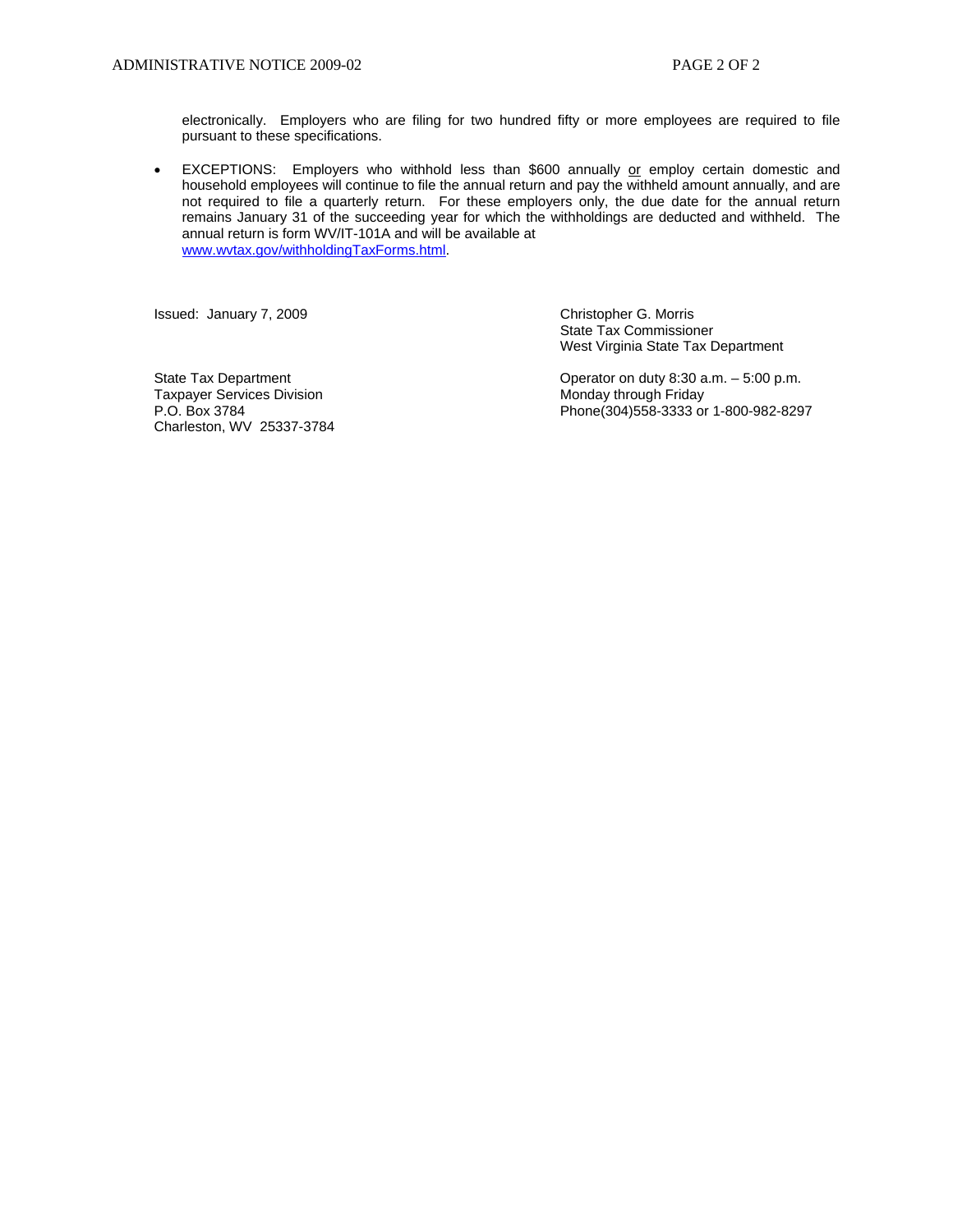electronically. Employers who are filing for two hundred fifty or more employees are required to file pursuant to these specifications.

- EXCEPTIONS: Employers who withhold less than $600 annually <u>or</u> employ certain domestic and household employees will continue to file the annual return and pay the withheld amount annually, and are not required to file a quarterly return. For these employers only, the due date for the annual return remains January 31 of the succeeding year for which the withholdings are deducted and withheld. The annual return is form WV/IT-101A and will be available at [www.wvtax.gov/withholdingTaxForms.html](www.wvtax.gov/withholdingTaxForms.html).

Issued: January 7, 2009

Christopher G. Morris
State Tax Commissioner
West Virginia State Tax Department

State Tax Department
Taxpayer Services Division
P.O. Box 3784
Charleston, WV 25337-3784

Operator on duty 8:30 a.m. – 5:00 p.m.
Monday through Friday
Phone(304)558-3333 or 1-800-982-8297